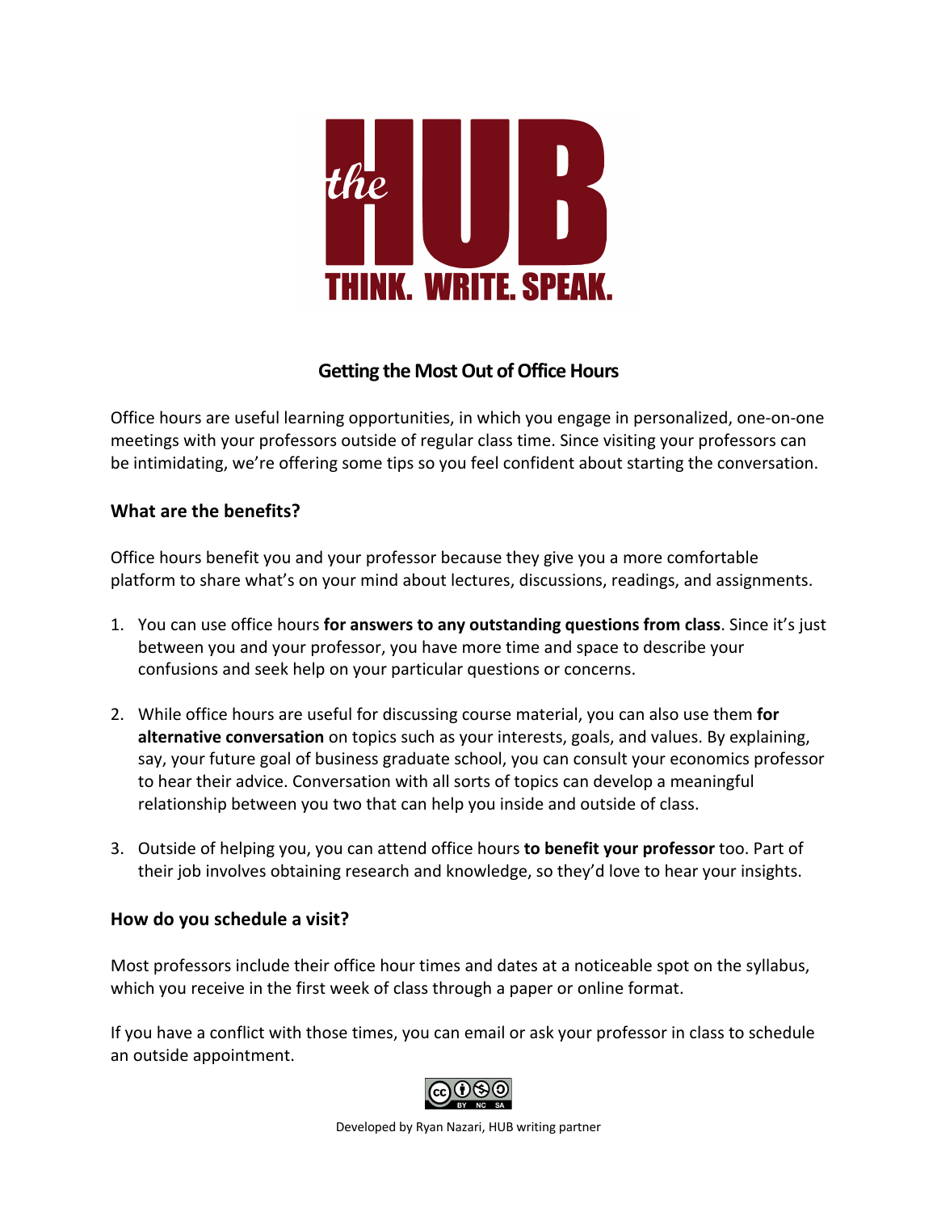the HUB

THINK. WRITE. SPEAK.

# Getting the Most Out of Office Hours

Office hours are useful learning opportunities, in which you engage in personalized, one-on-one meetings with your professors outside of regular class time. Since visiting your professors can be intimidating, we're offering some tips so you feel confident about starting the conversation.

## What are the benefits?

Office hours benefit you and your professor because they give you a more comfortable platform to share what's on your mind about lectures, discussions, readings, and assignments.

1. You can use office hours **for answers to any outstanding questions from class**. Since it's just between you and your professor, you have more time and space to describe your confusions and seek help on your particular questions or concerns.

2. While office hours are useful for discussing course material, you can also use them **for alternative conversation** on topics such as your interests, goals, and values. By explaining, say, your future goal of business graduate school, you can consult your economics professor to hear their advice. Conversation with all sorts of topics can develop a meaningful relationship between you two that can help you inside and outside of class.

3. Outside of helping you, you can attend office hours **to benefit your professor** too. Part of their job involves obtaining research and knowledge, so they'd love to hear your insights.

## How do you schedule a visit?

Most professors include their office hour times and dates at a noticeable spot on the syllabus, which you receive in the first week of class through a paper or online format.

If you have a conflict with those times, you can email or ask your professor in class to schedule an outside appointment.

Developed by Ryan Nazari, HUB writing partner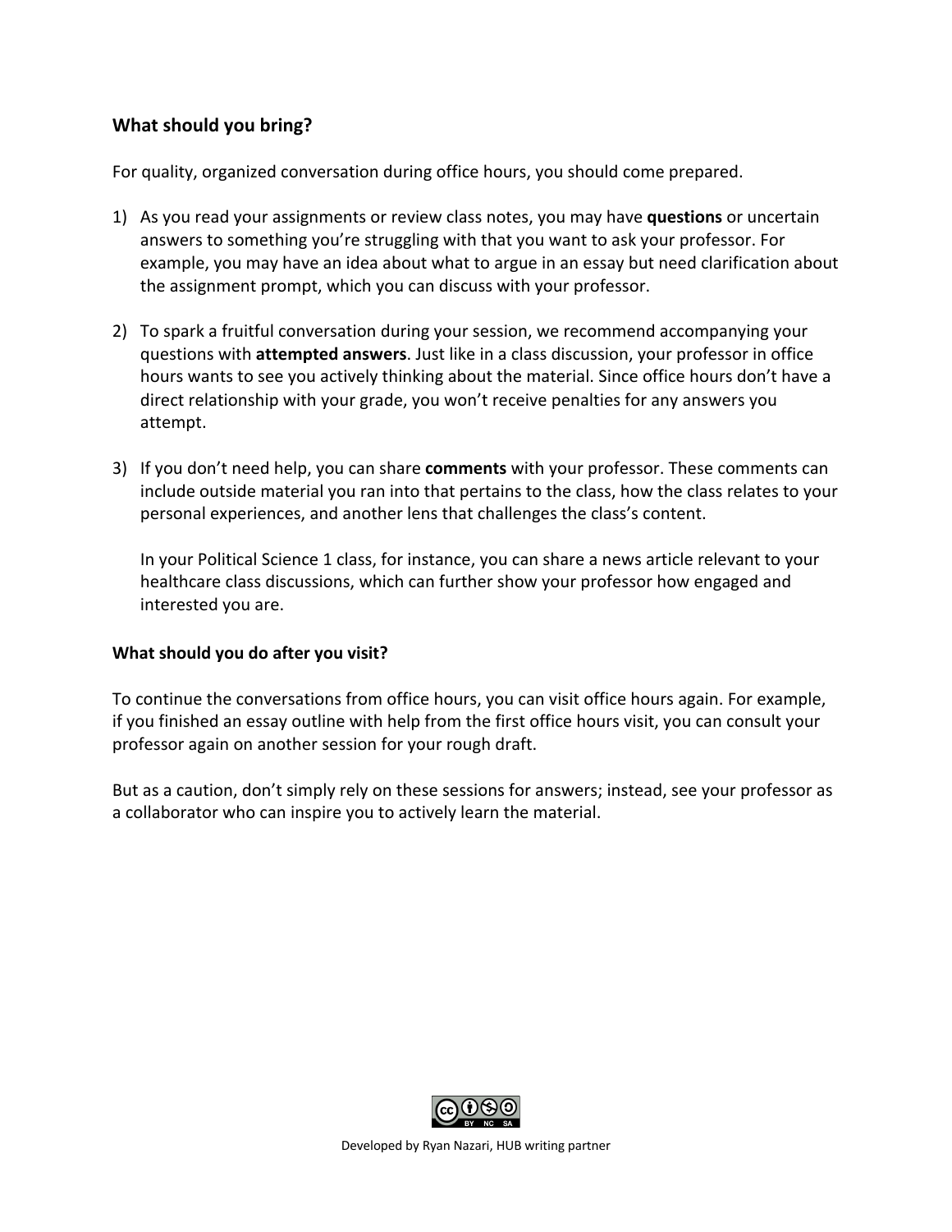### What should you bring?

For quality, organized conversation during office hours, you should come prepared.

1) As you read your assignments or review class notes, you may have **questions** or uncertain answers to something you're struggling with that you want to ask your professor. For example, you may have an idea about what to argue in an essay but need clarification about the assignment prompt, which you can discuss with your professor.

2) To spark a fruitful conversation during your session, we recommend accompanying your questions with **attempted answers**. Just like in a class discussion, your professor in office hours wants to see you actively thinking about the material. Since office hours don't have a direct relationship with your grade, you won't receive penalties for any answers you attempt.

3) If you don't need help, you can share **comments** with your professor. These comments can include outside material you ran into that pertains to the class, how the class relates to your personal experiences, and another lens that challenges the class's content.

   In your Political Science 1 class, for instance, you can share a news article relevant to your healthcare class discussions, which can further show your professor how engaged and interested you are.

**What should you do after you visit?**

To continue the conversations from office hours, you can visit office hours again. For example, if you finished an essay outline with help from the first office hours visit, you can consult your professor again on another session for your rough draft.

But as a caution, don't simply rely on these sessions for answers; instead, see your professor as a collaborator who can inspire you to actively learn the material.

Developed by Ryan Nazari, HUB writing partner